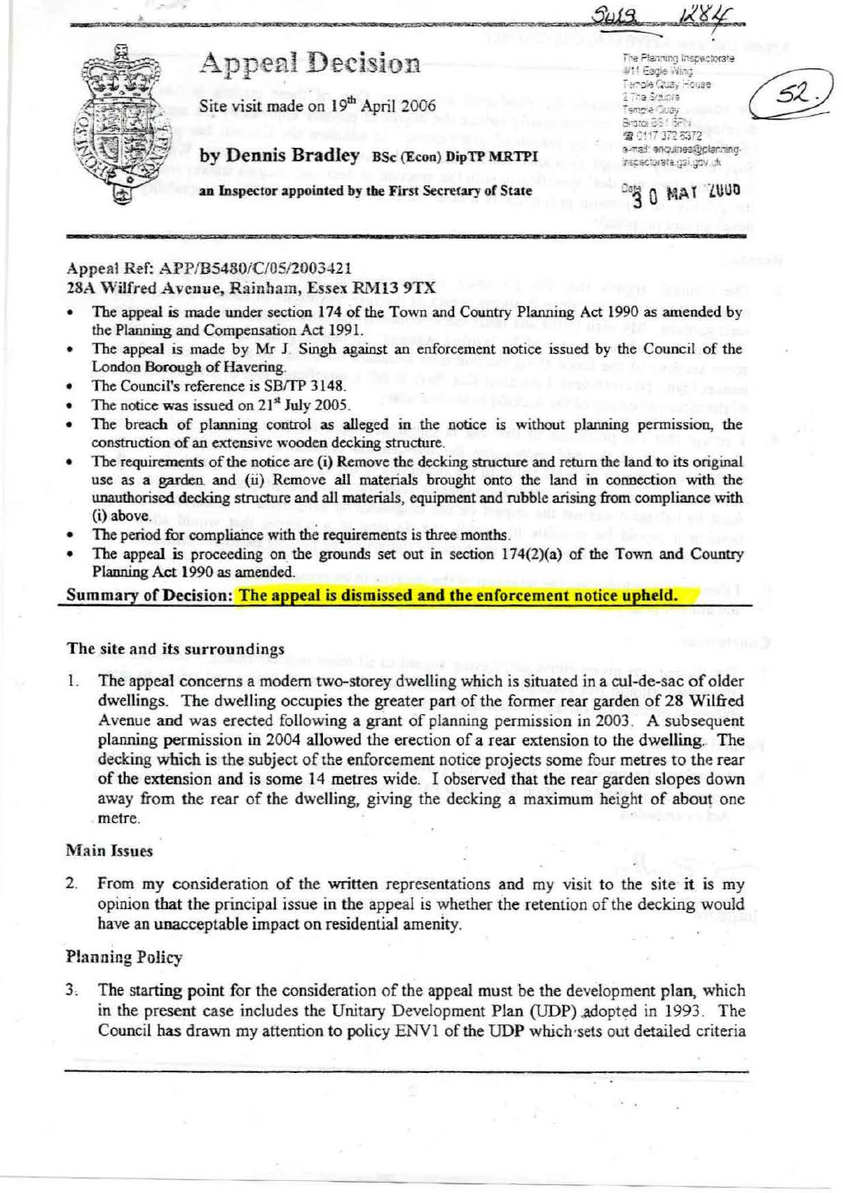# Appeal Decision

Site visit made on 19th April 2006

**by Dennis Bradley** BSc (Econ) DipTP MRTPI

**an Inspector appointed by the First Secretary of State**

The Planning Inspectorate
4/11 Eagle Wing
Temple Quay House
2 The Square
Temple Quay
Bristol BS1 6PN
☎ 0117 372 6372
e-mail: enquiries@planning-inspectorate.gsi.gov.uk

Date 30 MAY 2006

**Appeal Ref: APP/B5480/C/05/2003421**
**28A Wilfred Avenue, Rainham, Essex RM13 9TX**

- The appeal is made under section 174 of the Town and Country Planning Act 1990 as amended by the Planning and Compensation Act 1991.
- The appeal is made by Mr J. Singh against an enforcement notice issued by the Council of the London Borough of Havering.
- The Council's reference is SB/TP 3148.
- The notice was issued on 21st July 2005.
- The breach of planning control as alleged in the notice is without planning permission, the construction of an extensive wooden decking structure.
- The requirements of the notice are (i) Remove the decking structure and return the land to its original use as a garden and (ii) Remove all materials brought onto the land in connection with the unauthorised decking structure and all materials, equipment and rubble arising from compliance with (i) above.
- The period for compliance with the requirements is three months.
- The appeal is proceeding on the grounds set out in section 174(2)(a) of the Town and Country Planning Act 1990 as amended.

**Summary of Decision: The appeal is dismissed and the enforcement notice upheld.**

## The site and its surroundings

1. The appeal concerns a modern two-storey dwelling which is situated in a cul-de-sac of older dwellings. The dwelling occupies the greater part of the former rear garden of 28 Wilfred Avenue and was erected following a grant of planning permission in 2003. A subsequent planning permission in 2004 allowed the erection of a rear extension to the dwelling. The decking which is the subject of the enforcement notice projects some four metres to the rear of the extension and is some 14 metres wide. I observed that the rear garden slopes down away from the rear of the dwelling, giving the decking a maximum height of about one metre.

## Main Issues

2. From my consideration of the written representations and my visit to the site it is my opinion that the principal issue in the appeal is whether the retention of the decking would have an unacceptable impact on residential amenity.

## Planning Policy

3. The starting point for the consideration of the appeal must be the development plan, which in the present case includes the Unitary Development Plan (UDP) adopted in 1993. The Council has drawn my attention to policy ENV1 of the UDP which sets out detailed criteria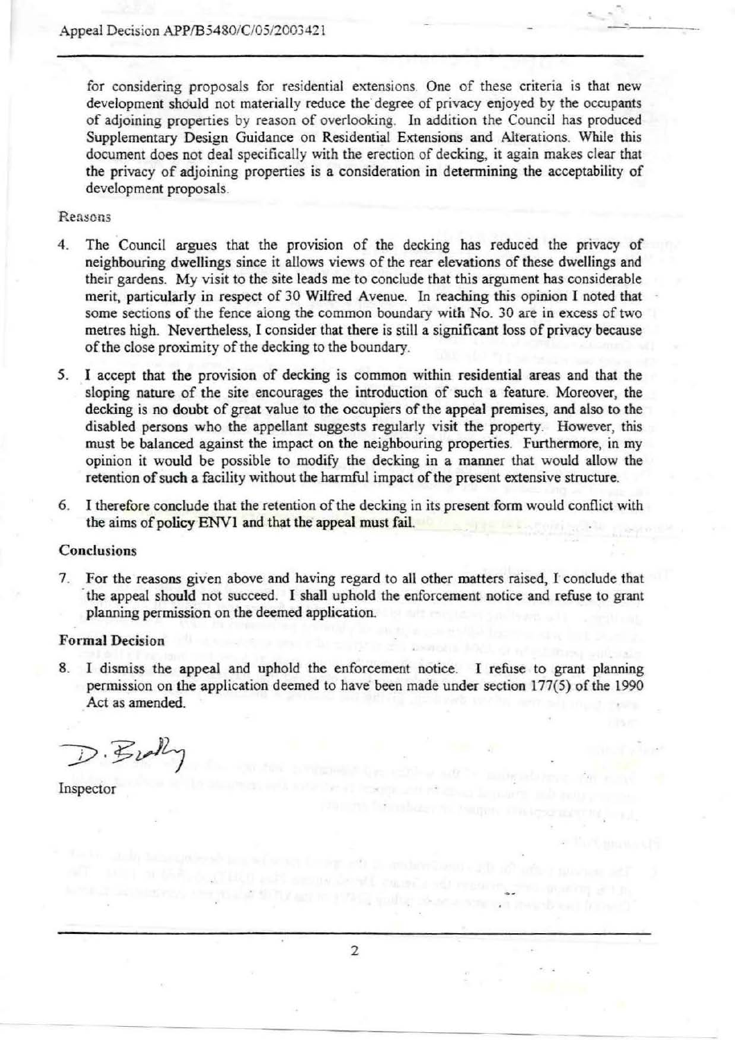for considering proposals for residential extensions. One of these criteria is that new development should not materially reduce the degree of privacy enjoyed by the occupants of adjoining properties by reason of overlooking. In addition the Council has produced Supplementary Design Guidance on Residential Extensions and Alterations. While this document does not deal specifically with the erection of decking, it again makes clear that the privacy of adjoining properties is a consideration in determining the acceptability of development proposals.

### Reasons

4. The Council argues that the provision of the decking has reduced the privacy of neighbouring dwellings since it allows views of the rear elevations of these dwellings and their gardens. My visit to the site leads me to conclude that this argument has considerable merit, particularly in respect of 30 Wilfred Avenue. In reaching this opinion I noted that some sections of the fence along the common boundary with No. 30 are in excess of two metres high. Nevertheless, I consider that there is still a significant loss of privacy because of the close proximity of the decking to the boundary.

5. I accept that the provision of decking is common within residential areas and that the sloping nature of the site encourages the introduction of such a feature. Moreover, the decking is no doubt of great value to the occupiers of the appeal premises, and also to the disabled persons who the appellant suggests regularly visit the property. However, this must be balanced against the impact on the neighbouring properties. Furthermore, in my opinion it would be possible to modify the decking in a manner that would allow the retention of such a facility without the harmful impact of the present extensive structure.

6. I therefore conclude that the retention of the decking in its present form would conflict with the aims of policy ENV1 and that the appeal must fail.

### Conclusions

7. For the reasons given above and having regard to all other matters raised, I conclude that the appeal should not succeed. I shall uphold the enforcement notice and refuse to grant planning permission on the deemed application.

### Formal Decision

8. I dismiss the appeal and uphold the enforcement notice. I refuse to grant planning permission on the application deemed to have been made under section 177(5) of the 1990 Act as amended.

D. Bradly

Inspector